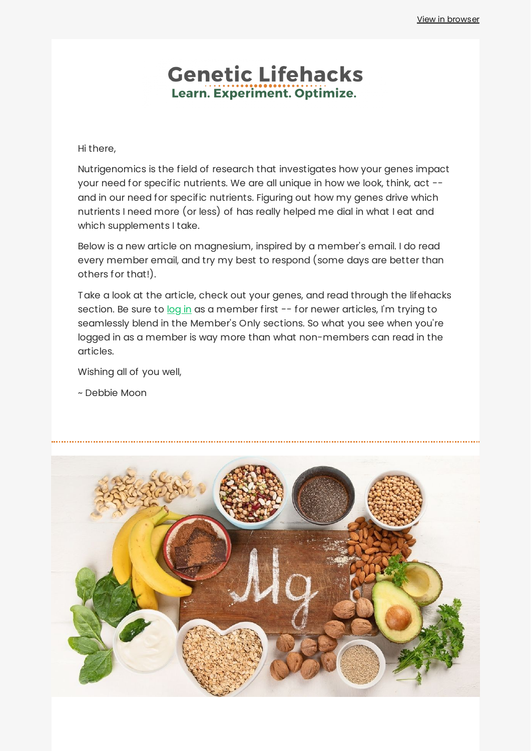View in browser

# Genetic Lifehacks

**Learn. Experiment. Optimize.**

Hi there,

Nutrigenomics is the field of research that investigates how your genes impact your need for specific nutrients. We are all unique in how we look, think, act -- and in our need for specific nutrients. Figuring out how my genes drive which nutrients I need more (or less) of has really helped me dial in what I eat and which supplements I take.

Below is a new article on magnesium, inspired by a member's email. I do read every member email, and try my best to respond (some days are better than others for that!).

Take a look at the article, check out your genes, and read through the lifehacks section. Be sure to log in as a member first -- for newer articles, I'm trying to seamlessly blend in the Member's Only sections. So what you see when you're logged in as a member is way more than what non-members can read in the articles.

Wishing all of you well,

~ Debbie Moon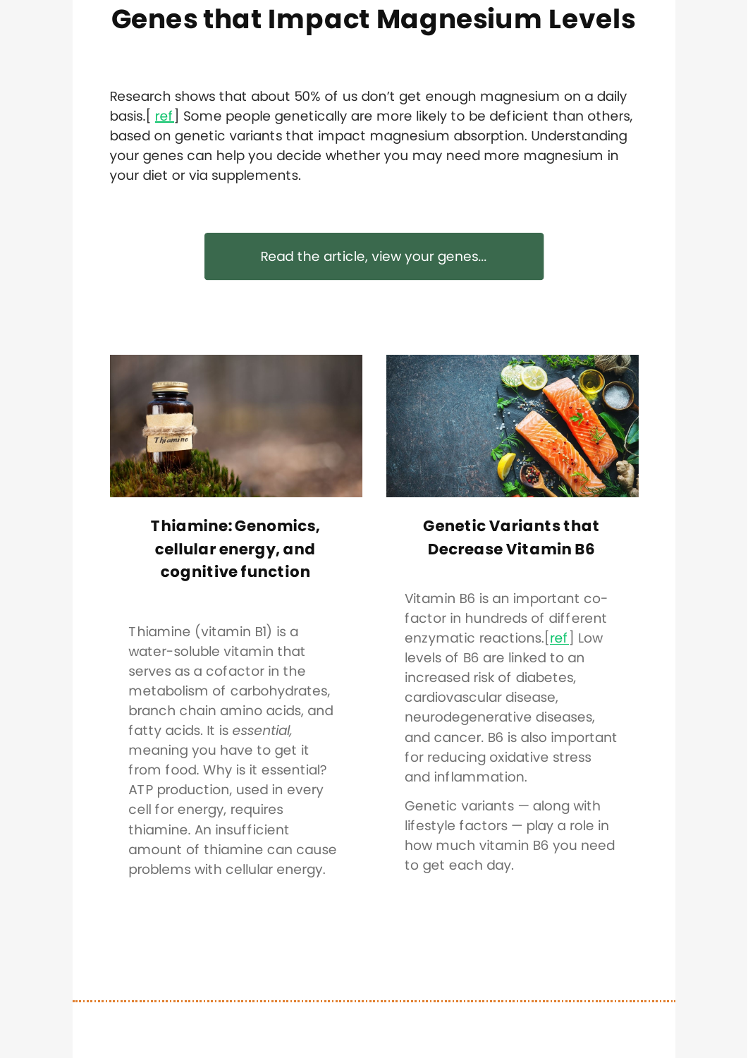# Genes that Impact Magnesium Levels

Research shows that about 50% of us don't get enough magnesium on a daily basis.[ ref] Some people genetically are more likely to be deficient than others, based on genetic variants that impact magnesium absorption. Understanding your genes can help you decide whether you may need more magnesium in your diet or via supplements.

Read the article, view your genes...

### Thiamine: Genomics, cellular energy, and cognitive function

Thiamine (vitamin B1) is a water-soluble vitamin that serves as a cofactor in the metabolism of carbohydrates, branch chain amino acids, and fatty acids. It is *essential,* meaning you have to get it from food. Why is it essential? ATP production, used in every cell for energy, requires thiamine. An insufficient amount of thiamine can cause problems with cellular energy.

### Genetic Variants that Decrease Vitamin B6

Vitamin B6 is an important co-factor in hundreds of different enzymatic reactions.[ref] Low levels of B6 are linked to an increased risk of diabetes, cardiovascular disease, neurodegenerative diseases, and cancer. B6 is also important for reducing oxidative stress and inflammation.

Genetic variants — along with lifestyle factors — play a role in how much vitamin B6 you need to get each day.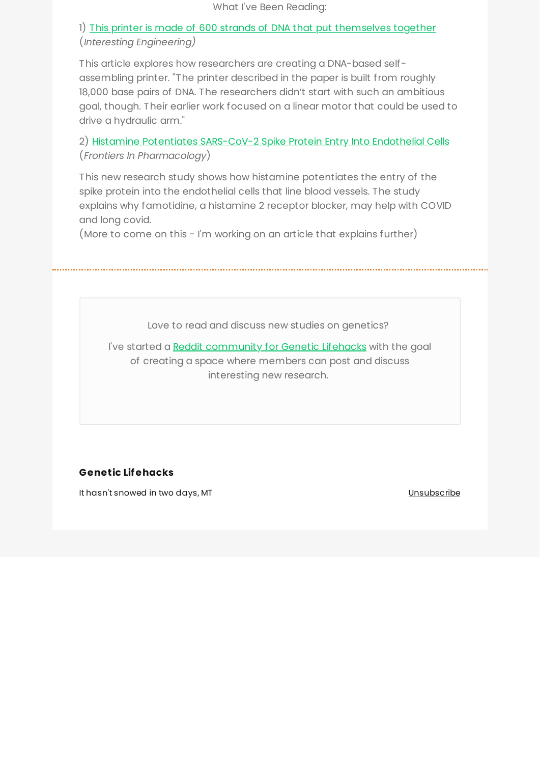What I've Been Reading:

1) [This printer is made of 600 strands of DNA that put themselves together](#) (*Interesting Engineering*)

This article explores how researchers are creating a DNA-based self-assembling printer. "The printer described in the paper is built from roughly 18,000 base pairs of DNA. The researchers didn't start with such an ambitious goal, though. Their earlier work focused on a linear motor that could be used to drive a hydraulic arm."

2) [Histamine Potentiates SARS-CoV-2 Spike Protein Entry Into Endothelial Cells](#) (*Frontiers In Pharmacology*)

This new research study shows how histamine potentiates the entry of the spike protein into the endothelial cells that line blood vessels. The study explains why famotidine, a histamine 2 receptor blocker, may help with COVID and long covid.
(More to come on this - I'm working on an article that explains further)

---

Love to read and discuss new studies on genetics?

I've started a [Reddit community for Genetic Lifehacks](#) with the goal of creating a space where members can post and discuss interesting new research.

**Genetic Lifehacks**

It hasn't snowed in two days, MT

Unsubscribe